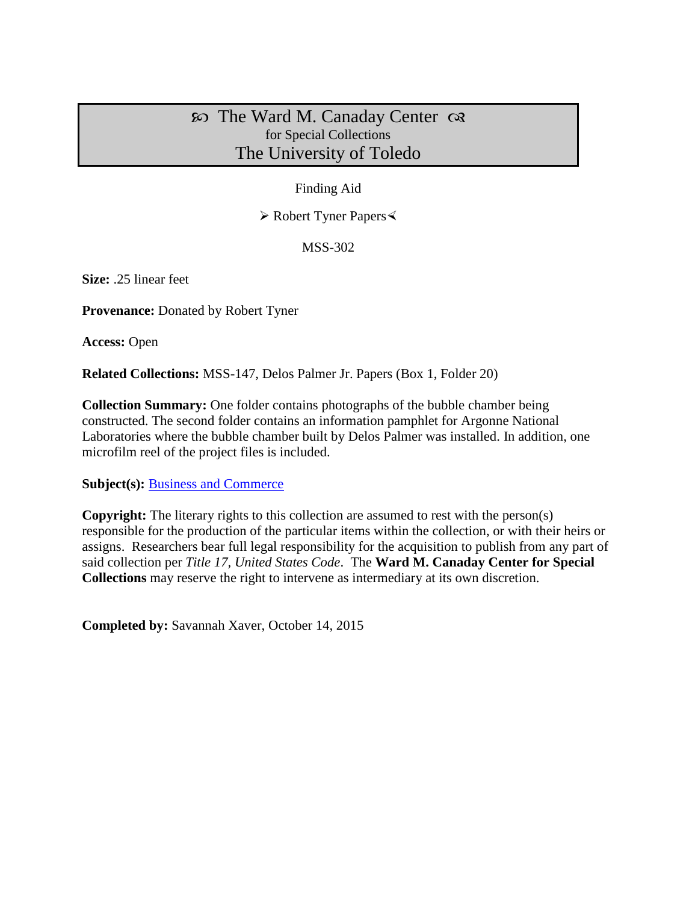# ꕥ The Ward M. Canaday Center ꕥ
for Special Collections
## The University of Toledo

Finding Aid

➢ Robert Tyner Papers ≺

MSS-302

**Size:** .25 linear feet

**Provenance:** Donated by Robert Tyner

**Access:** Open

**Related Collections:** MSS-147, Delos Palmer Jr. Papers (Box 1, Folder 20)

**Collection Summary:** One folder contains photographs of the bubble chamber being constructed. The second folder contains an information pamphlet for Argonne National Laboratories where the bubble chamber built by Delos Palmer was installed. In addition, one microfilm reel of the project files is included.

**Subject(s):** Business and Commerce

**Copyright:** The literary rights to this collection are assumed to rest with the person(s) responsible for the production of the particular items within the collection, or with their heirs or assigns. Researchers bear full legal responsibility for the acquisition to publish from any part of said collection per *Title 17, United States Code*. The **Ward M. Canaday Center for Special Collections** may reserve the right to intervene as intermediary at its own discretion.

**Completed by:** Savannah Xaver, October 14, 2015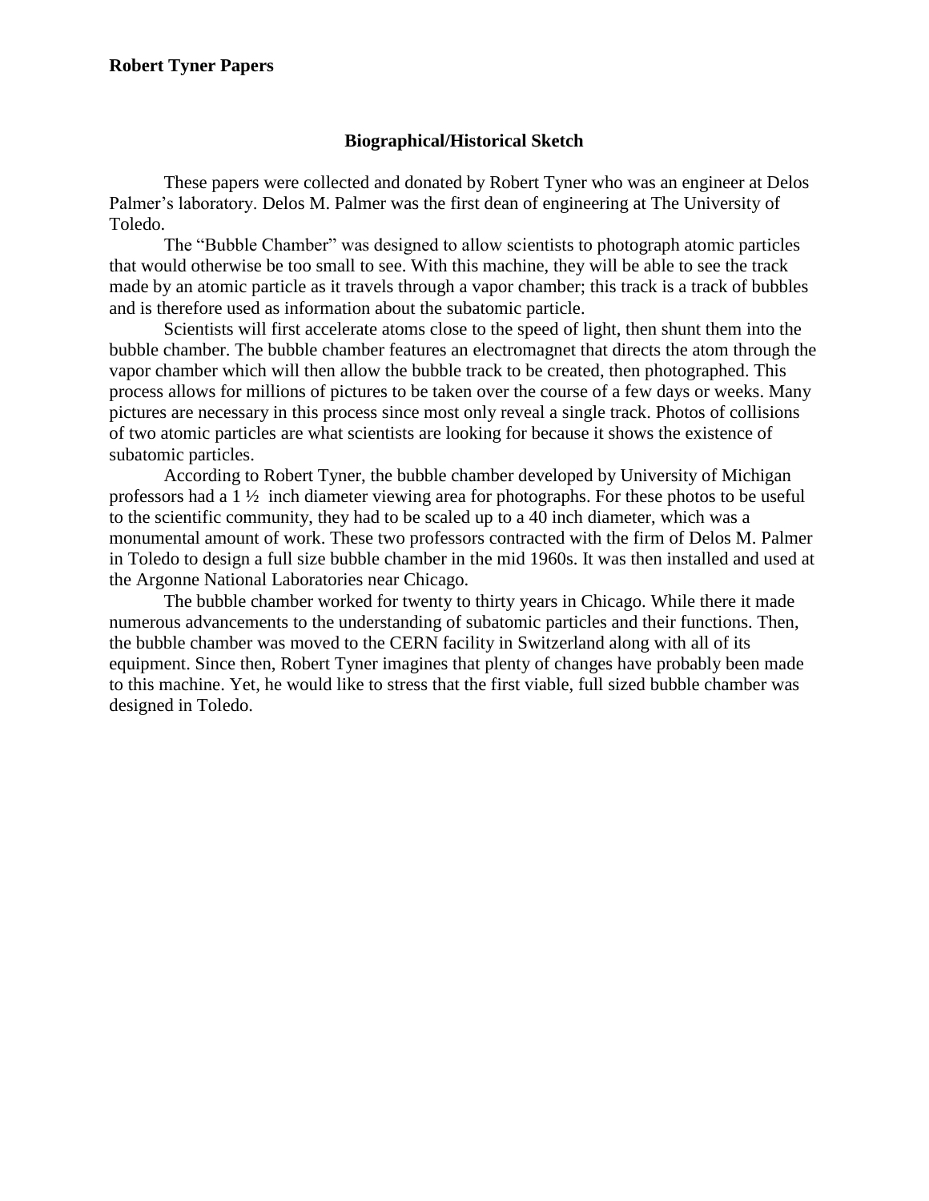**Robert Tyner Papers**

## Biographical/Historical Sketch

These papers were collected and donated by Robert Tyner who was an engineer at Delos Palmer's laboratory. Delos M. Palmer was the first dean of engineering at The University of Toledo.

The "Bubble Chamber" was designed to allow scientists to photograph atomic particles that would otherwise be too small to see. With this machine, they will be able to see the track made by an atomic particle as it travels through a vapor chamber; this track is a track of bubbles and is therefore used as information about the subatomic particle.

Scientists will first accelerate atoms close to the speed of light, then shunt them into the bubble chamber. The bubble chamber features an electromagnet that directs the atom through the vapor chamber which will then allow the bubble track to be created, then photographed. This process allows for millions of pictures to be taken over the course of a few days or weeks. Many pictures are necessary in this process since most only reveal a single track. Photos of collisions of two atomic particles are what scientists are looking for because it shows the existence of subatomic particles.

According to Robert Tyner, the bubble chamber developed by University of Michigan professors had a 1 ½ inch diameter viewing area for photographs. For these photos to be useful to the scientific community, they had to be scaled up to a 40 inch diameter, which was a monumental amount of work. These two professors contracted with the firm of Delos M. Palmer in Toledo to design a full size bubble chamber in the mid 1960s. It was then installed and used at the Argonne National Laboratories near Chicago.

The bubble chamber worked for twenty to thirty years in Chicago. While there it made numerous advancements to the understanding of subatomic particles and their functions. Then, the bubble chamber was moved to the CERN facility in Switzerland along with all of its equipment. Since then, Robert Tyner imagines that plenty of changes have probably been made to this machine. Yet, he would like to stress that the first viable, full sized bubble chamber was designed in Toledo.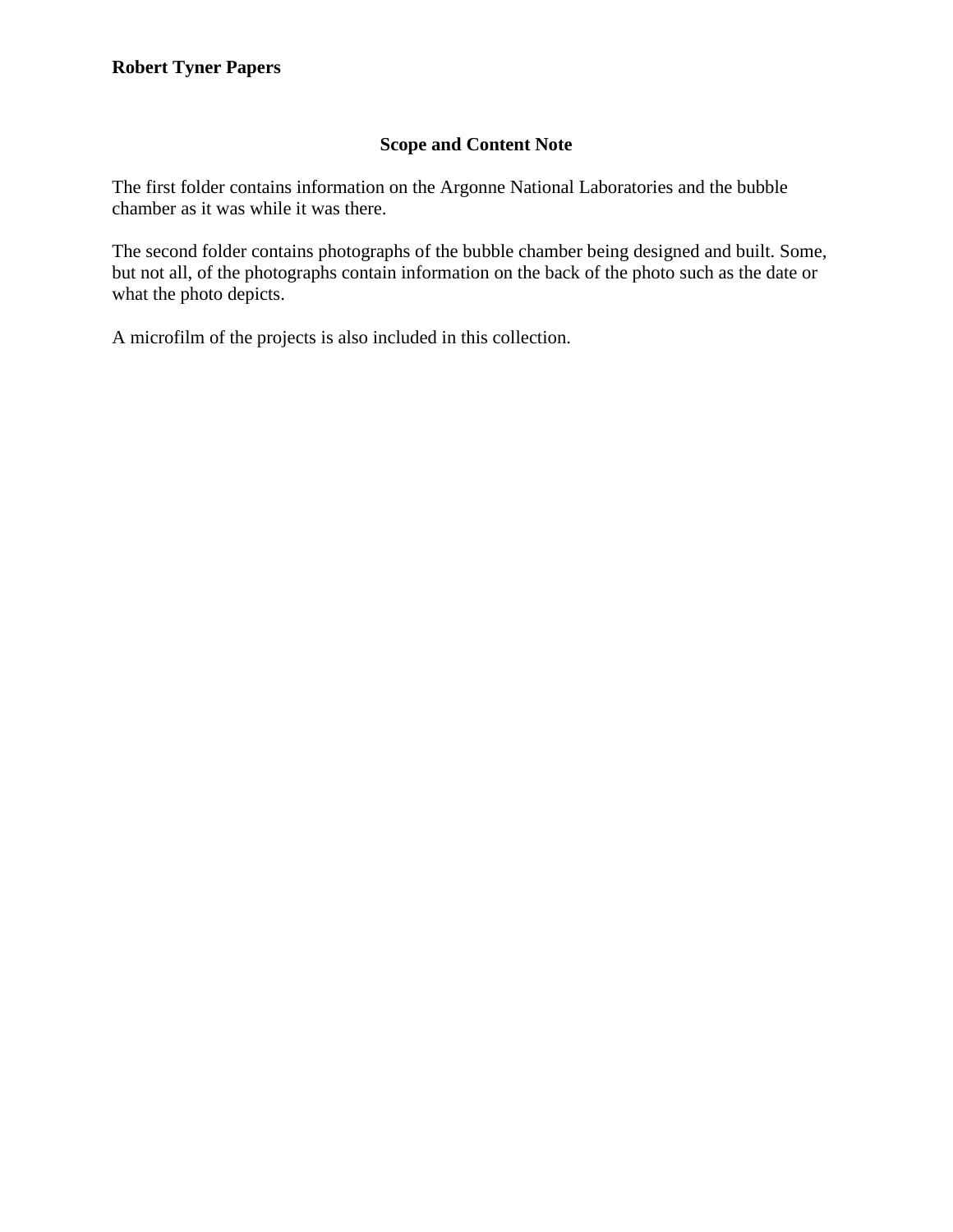**Robert Tyner Papers**

## Scope and Content Note

The first folder contains information on the Argonne National Laboratories and the bubble chamber as it was while it was there.

The second folder contains photographs of the bubble chamber being designed and built. Some, but not all, of the photographs contain information on the back of the photo such as the date or what the photo depicts.

A microfilm of the projects is also included in this collection.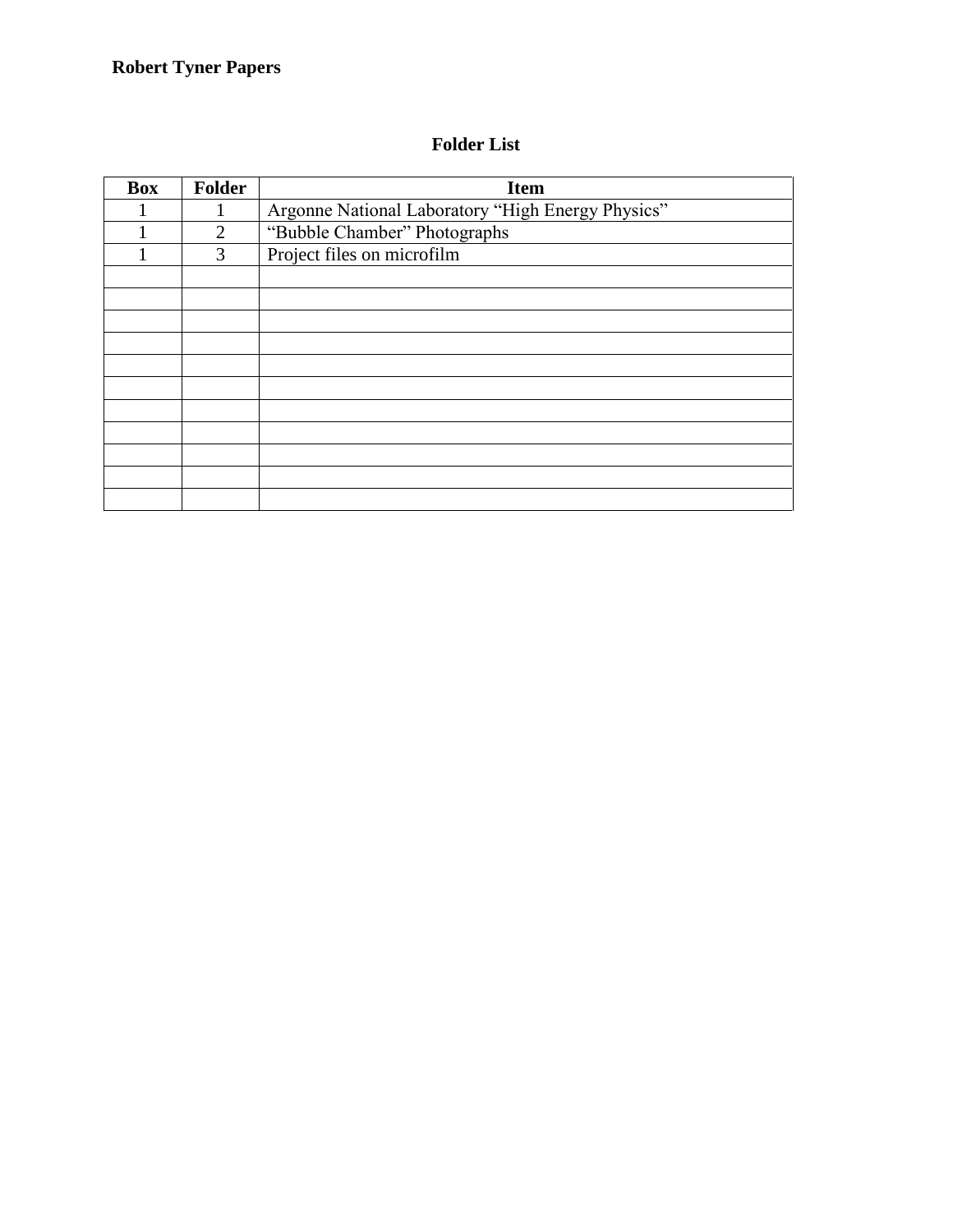**Robert Tyner Papers**

## Folder List

| Box | Folder | Item |
|---|---|---|
| 1 | 1 | Argonne National Laboratory "High Energy Physics" |
| 1 | 2 | "Bubble Chamber" Photographs |
| 1 | 3 | Project files on microfilm |
| | | |
| | | |
| | | |
| | | |
| | | |
| | | |
| | | |
| | | |
| | | |
| | | |
| | | |